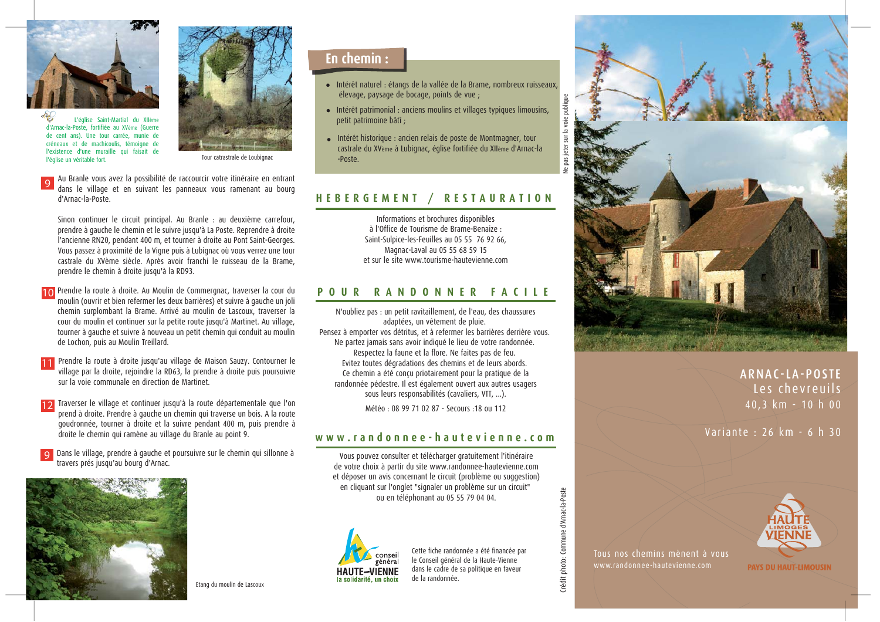L'église Saint-Martial du XIIème d'Arnac-la-Poste, fortifiée au XVème (Guerre de cent ans). Une tour carrée, munie de créneaux et de machicoulis, témoigne de l'existence d'une muraille qui faisait de l'église un véritable fort.

Tour catrastrale de Loubignac

**9** Au Branle vous avez la possibilité de raccourcir votre itinéraire en entrant dans le village et en suivant les panneaux vous ramenant au bourg d'Arnac-la-Poste.

Sinon continuer le circuit principal. Au Branle : au deuxième carrefour, prendre à gauche le chemin et le suivre jusqu'à La Poste. Reprendre à droite l'ancienne RN20, pendant 400 m, et tourner à droite au Pont Saint-Georges. Vous passez à proximité de la Vigne puis à Lubignac où vous verrez une tour castrale du XVème siècle. Après avoir franchi le ruisseau de la Brame, prendre le chemin à droite jusqu'à la RD93.

**10** Prendre la route à droite. Au Moulin de Commergnac, traverser la cour du moulin (ouvrir et bien refermer les deux barrières) et suivre à gauche un joli chemin surplombant la Brame. Arrivé au moulin de Lascoux, traverser la cour du moulin et continuer sur la petite route jusqu'à Martinet. Au village, tourner à gauche et suivre à nouveau un petit chemin qui conduit au moulin de Lochon, puis au Moulin Treillard.

**11** Prendre la route à droite jusqu'au village de Maison Sauzy. Contourner le village par la droite, rejoindre la RD63, la prendre à droite puis poursuivre sur la voie communale en direction de Martinet.

**12** Traverser le village et continuer jusqu'à la route départementale que l'on prend à gauche. Prendre à gauche un chemin qui traverse un bois. A la route goudronnée, tourner à droite et la suivre pendant 400 m, puis prendre à droite le chemin qui ramène au village du Branle au point 9.

**9** Dans le village, prendre à gauche et poursuivre sur le chemin qui sillonne à travers prés jusqu'au bourg d'Arnac.

Etang du moulin de Lascoux

## En chemin :

- Intérêt naturel : étangs de la vallée de la Brame, nombreux ruisseaux, élevage, paysage de bocage, points de vue ;
- Intérêt patrimonial : anciens moulins et villages typiques limousins, petit patrimoine bâti ;
- Intérêt historique : ancien relais de poste de Montmagner, tour castrale du XVème à Lubignac, église fortifiée du XIIème d'Arnac-la-Poste.

## HEBERGEMENT / RESTAURATION

Informations et brochures disponibles
à l'Office de Tourisme de Brame-Benaize :
Saint-Sulpice-les-Feuilles au 05 55 76 92 66,
Magnac-Laval au 05 55 68 59 15
et sur le site www.tourisme-hautevienne.com

## POUR RANDONNER FACILE

N'oubliez pas : un petit ravitaillement, de l'eau, des chaussures adaptées, un vêtement de pluie.
Pensez à emporter vos détritus, et à refermer les barrières derrière vous.
Ne partez jamais sans avoir indiqué le lieu de votre randonnée.
Respectez la faune et la flore. Ne faites pas de feu.
Evitez toutes dégradations des chemins et de leurs abords.
Ce chemin a été conçu priotairement pour la pratique de la randonnée pédestre. Il est également ouvert aux autres usagers sous leurs responsabilités (cavaliers, VTT, ...).

Météo : 08 99 71 02 87 - Secours :18 ou 112

## www.randonnee-hautevienne.com

Vous pouvez consulter et télécharger gratuitement l'itinéraire de votre choix à partir du site www.randonnee-hautevienne.com et déposer un avis concernant le circuit (problème ou suggestion) en cliquant sur l'onglet "signaler un problème sur un circuit" ou en téléphonant au 05 55 79 04 04.

conseil général HAUTE-VIENNE la solidarité, un choix

Cette fiche randonnée a été financée par le Conseil général de la Haute-Vienne dans le cadre de sa politique en faveur de la randonnée.

Ne pas jeter sur la voie publique

Crédit photo: Commune d'Arnac-la-Poste

# ARNAC-LA-POSTE
## Les chevreuils
40,3 km - 10 h 00

Variante : 26 km - 6 h 30

Tous nos chemins mènent à vous
www.randonnee-hautevienne.com

HAUTE VIENNE LIMOGES
PAYS DU HAUT-LIMOUSIN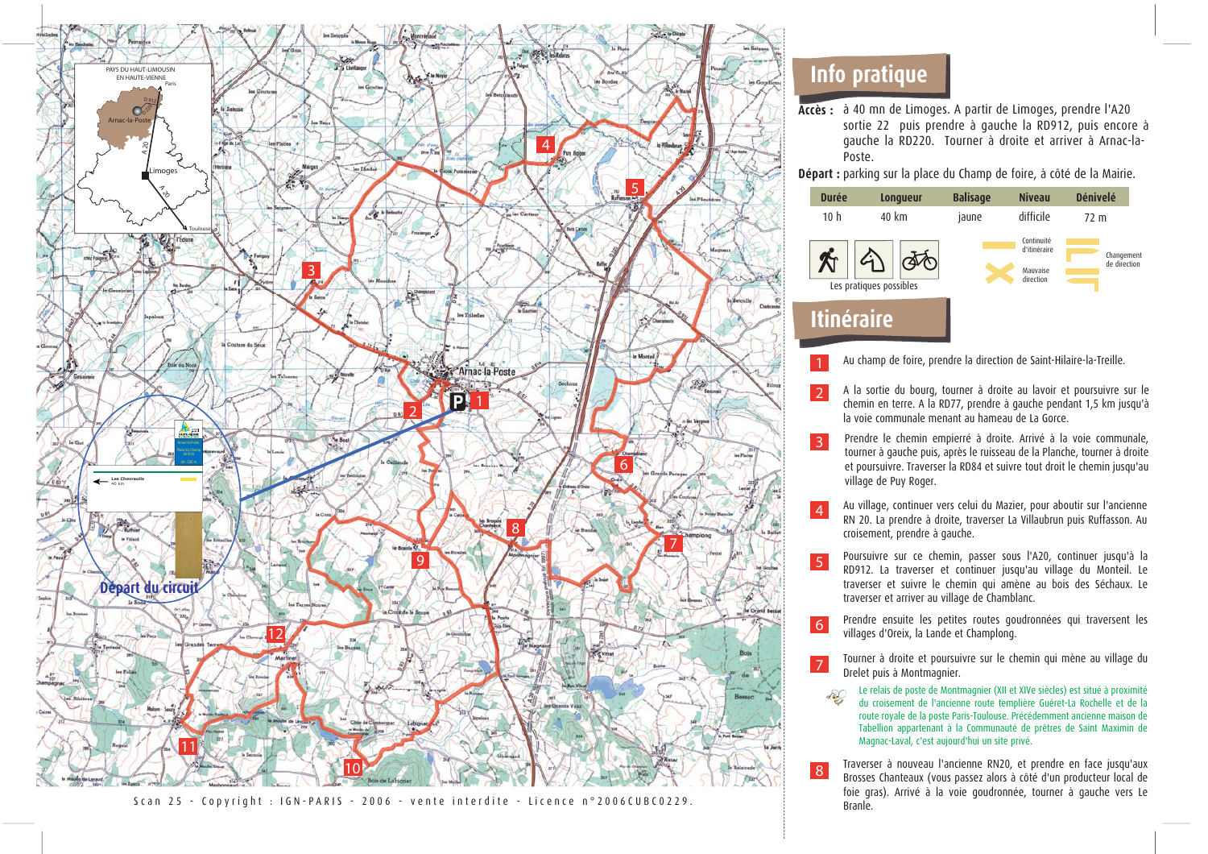## Info pratique

**Accès :** à 40 mn de Limoges. A partir de Limoges, prendre l'A20 sortie 22 puis prendre à gauche la RD912, puis encore à gauche la RD220. Tourner à droite et arriver à Arnac-la-Poste.

**Départ :** parking sur la place du Champ de foire, à côté de la Mairie.

| Durée | Longueur | Balisage | Niveau | Dénivelé |
|---|---|---|---|---|
| 10 h | 40 km | jaune | difficile | 72 m |

Les pratiques possibles

Continuité d'itinéraire

Mauvaise direction

Changement de direction

## Itinéraire

1 Au champ de foire, prendre la direction de Saint-Hilaire-la-Treille.

2 A la sortie du bourg, tourner à droite au lavoir et poursuivre sur le chemin en terre. A la RD77, prendre à gauche pendant 1,5 km jusqu'à la voie communale menant au hameau de La Gorce.

3 Prendre le chemin empierré à droite. Arrivé à la voie communale, tourner à gauche puis, après le ruisseau de la Planche, tourner à droite et poursuivre. Traverser la RD84 et suivre tout droit le chemin jusqu'au village de Puy Roger.

4 Au village, continuer vers celui du Mazier, pour aboutir sur l'ancienne RN 20. La prendre à droite, traverser La Villaubrun puis Ruffasson. Au croisement, prendre à gauche.

5 Poursuivre sur ce chemin, passer sous l'A20, continuer jusqu'à la RD912. La traverser et continuer jusqu'au village du Monteil. Le traverser et suivre le chemin qui amène au bois des Séchaux. Le traverser et arriver au village de Chamblanc.

6 Prendre ensuite les petites routes goudronnées qui traversent les villages d'Oreix, la Lande et Champlong.

7 Tourner à droite et poursuivre sur le chemin qui mène au village du Drelet puis à Montmagnier.

Le relais de poste de Montmagnier (XII et XIVe siècles) est situé à proximité du croisement de l'ancienne route templière Guéret-La Rochelle et de la route royale de la poste Paris-Toulouse. Précédemment ancienne maison de Tabellion appartenant à la Communauté des prêtres de Saint Maximin de Magnac-Laval, c'est aujourd'hui un site privé.

8 Traverser à nouveau l'ancienne RN20, et prendre en face jusqu'aux Brosses Chanteaux (vous passez alors à côté d'un producteur local de foie gras). Arrivé à la voie goudronnée, tourner à gauche vers Le Branle.

PAYS DU HAUT-LIMOUSIN
EN HAUTE-VIENNE

Départ du circuit

Scan 25 - Copyright : IGN-PARIS - 2006 - vente interdite - Licence n°2006CUBC0229.